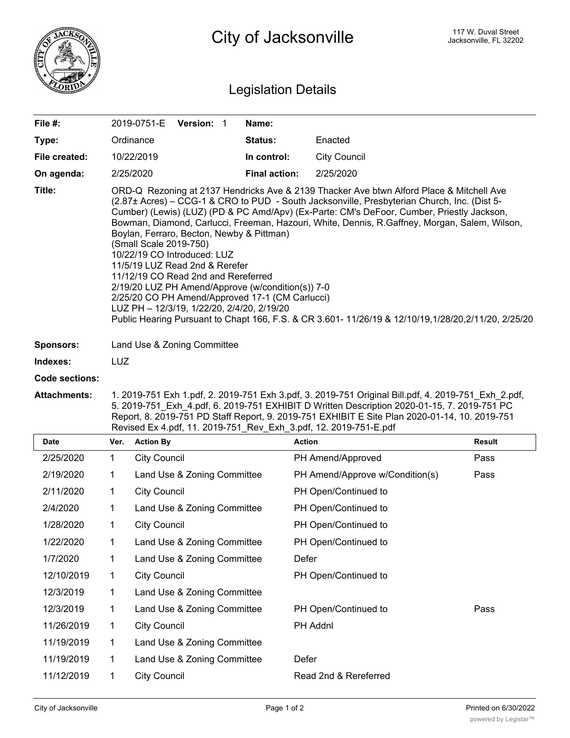# City of Jacksonville

117 W. Duval Street
Jacksonville, FL 32202

## Legislation Details

| | | | |
|---|---|---|---|
| **File #:** | 2019-0751-E **Version:** 1 | **Name:** | |
| **Type:** | Ordinance | **Status:** | Enacted |
| **File created:** | 10/22/2019 | **In control:** | City Council |
| **On agenda:** | 2/25/2020 | **Final action:** | 2/25/2020 |

**Title:** ORD-Q Rezoning at 2137 Hendricks Ave & 2139 Thacker Ave btwn Alford Place & Mitchell Ave (2.87± Acres) – CCG-1 & CRO to PUD - South Jacksonville, Presbyterian Church, Inc. (Dist 5-Cumber) (Lewis) (LUZ) (PD & PC Amd/Apv) (Ex-Parte: CM's DeFoor, Cumber, Priestly Jackson, Bowman, Diamond, Carlucci, Freeman, Hazouri, White, Dennis, R.Gaffney, Morgan, Salem, Wilson, Boylan, Ferraro, Becton, Newby & Pittman)
(Small Scale 2019-750)
10/22/19 CO Introduced: LUZ
11/5/19 LUZ Read 2nd & Rerefer
11/12/19 CO Read 2nd and Rereferred
2/19/20 LUZ PH Amend/Approve (w/condition(s)) 7-0
2/25/20 CO PH Amend/Approved 17-1 (CM Carlucci)
LUZ PH – 12/3/19, 1/22/20, 2/4/20, 2/19/20
Public Hearing Pursuant to Chapt 166, F.S. & CR 3.601- 11/26/19 & 12/10/19,1/28/20,2/11/20, 2/25/20

**Sponsors:** Land Use & Zoning Committee

**Indexes:** LUZ

**Code sections:**

**Attachments:** 1. 2019-751 Exh 1.pdf, 2. 2019-751 Exh 3.pdf, 3. 2019-751 Original Bill.pdf, 4. 2019-751_Exh_2.pdf, 5. 2019-751_Exh_4.pdf, 6. 2019-751 EXHIBIT D Written Description 2020-01-15, 7. 2019-751 PC Report, 8. 2019-751 PD Staff Report, 9. 2019-751 EXHIBIT E Site Plan 2020-01-14, 10. 2019-751 Revised Ex 4.pdf, 11. 2019-751_Rev_Exh_3.pdf, 12. 2019-751-E.pdf

| Date | Ver. | Action By | Action | Result |
|---|---|---|---|---|
| 2/25/2020 | 1 | City Council | PH Amend/Approved | Pass |
| 2/19/2020 | 1 | Land Use & Zoning Committee | PH Amend/Approve w/Condition(s) | Pass |
| 2/11/2020 | 1 | City Council | PH Open/Continued to | |
| 2/4/2020 | 1 | Land Use & Zoning Committee | PH Open/Continued to | |
| 1/28/2020 | 1 | City Council | PH Open/Continued to | |
| 1/22/2020 | 1 | Land Use & Zoning Committee | PH Open/Continued to | |
| 1/7/2020 | 1 | Land Use & Zoning Committee | Defer | |
| 12/10/2019 | 1 | City Council | PH Open/Continued to | |
| 12/3/2019 | 1 | Land Use & Zoning Committee | | |
| 12/3/2019 | 1 | Land Use & Zoning Committee | PH Open/Continued to | Pass |
| 11/26/2019 | 1 | City Council | PH Addnl | |
| 11/19/2019 | 1 | Land Use & Zoning Committee | | |
| 11/19/2019 | 1 | Land Use & Zoning Committee | Defer | |
| 11/12/2019 | 1 | City Council | Read 2nd & Rereferred | |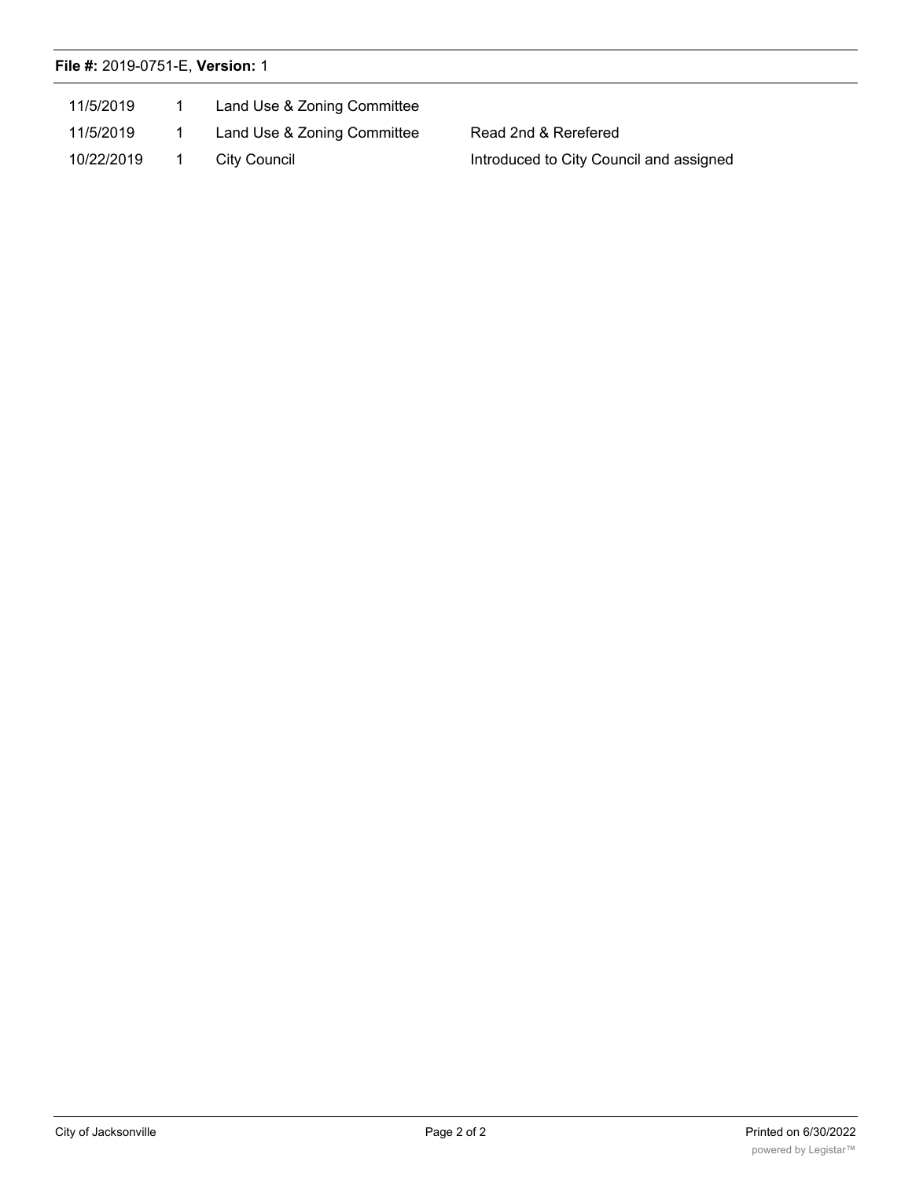**File #:** 2019-0751-E, **Version:** 1

| | | | |
|---|---|---|---|
| 11/5/2019 | 1 | Land Use & Zoning Committee | |
| 11/5/2019 | 1 | Land Use & Zoning Committee | Read 2nd & Rerefered |
| 10/22/2019 | 1 | City Council | Introduced to City Council and assigned |